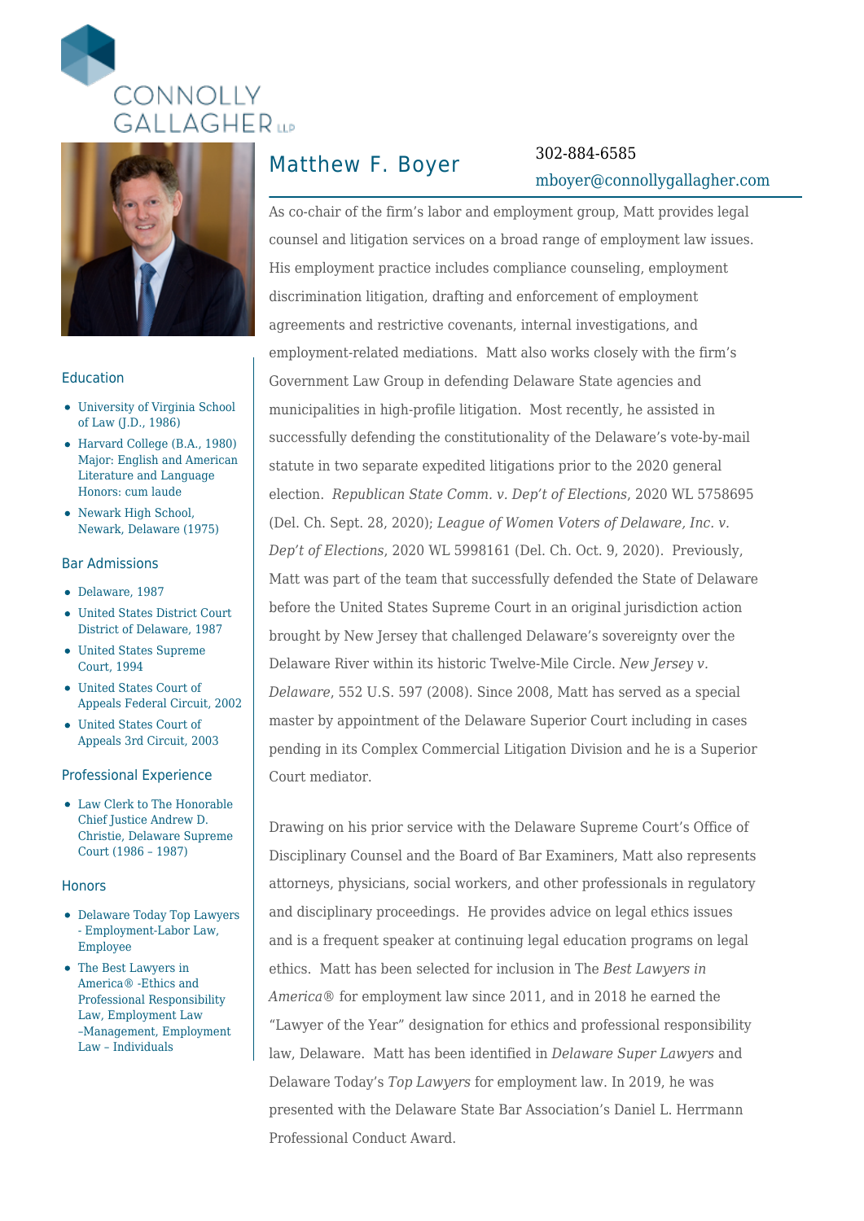CONNOLLY GALLAGHER LLP

# Matthew F. Boyer

302-884-6585

mboyer@connollygallagher.com

As co-chair of the firm's labor and employment group, Matt provides legal counsel and litigation services on a broad range of employment law issues. His employment practice includes compliance counseling, employment discrimination litigation, drafting and enforcement of employment agreements and restrictive covenants, internal investigations, and employment-related mediations. Matt also works closely with the firm's Government Law Group in defending Delaware State agencies and municipalities in high-profile litigation. Most recently, he assisted in successfully defending the constitutionality of the Delaware's vote-by-mail statute in two separate expedited litigations prior to the 2020 general election. *Republican State Comm. v. Dep't of Elections*, 2020 WL 5758695 (Del. Ch. Sept. 28, 2020); *League of Women Voters of Delaware, Inc. v. Dep't of Elections*, 2020 WL 5998161 (Del. Ch. Oct. 9, 2020). Previously, Matt was part of the team that successfully defended the State of Delaware before the United States Supreme Court in an original jurisdiction action brought by New Jersey that challenged Delaware's sovereignty over the Delaware River within its historic Twelve-Mile Circle. *New Jersey v. Delaware*, 552 U.S. 597 (2008). Since 2008, Matt has served as a special master by appointment of the Delaware Superior Court including in cases pending in its Complex Commercial Litigation Division and he is a Superior Court mediator.

Drawing on his prior service with the Delaware Supreme Court's Office of Disciplinary Counsel and the Board of Bar Examiners, Matt also represents attorneys, physicians, social workers, and other professionals in regulatory and disciplinary proceedings. He provides advice on legal ethics issues and is a frequent speaker at continuing legal education programs on legal ethics. Matt has been selected for inclusion in The *Best Lawyers in America*® for employment law since 2011, and in 2018 he earned the "Lawyer of the Year" designation for ethics and professional responsibility law, Delaware. Matt has been identified in *Delaware Super Lawyers* and Delaware Today's *Top Lawyers* for employment law. In 2019, he was presented with the Delaware State Bar Association's Daniel L. Herrmann Professional Conduct Award.

## Education

- University of Virginia School of Law (J.D., 1986)
- Harvard College (B.A., 1980)
  Major: English and American Literature and Language
  Honors: cum laude
- Newark High School, Newark, Delaware (1975)

## Bar Admissions

- Delaware, 1987
- United States District Court District of Delaware, 1987
- United States Supreme Court, 1994
- United States Court of Appeals Federal Circuit, 2002
- United States Court of Appeals 3rd Circuit, 2003

## Professional Experience

- Law Clerk to The Honorable Chief Justice Andrew D. Christie, Delaware Supreme Court (1986 – 1987)

## Honors

- Delaware Today Top Lawyers - Employment-Labor Law, Employee
- The Best Lawyers in America® -Ethics and Professional Responsibility Law, Employment Law –Management, Employment Law – Individuals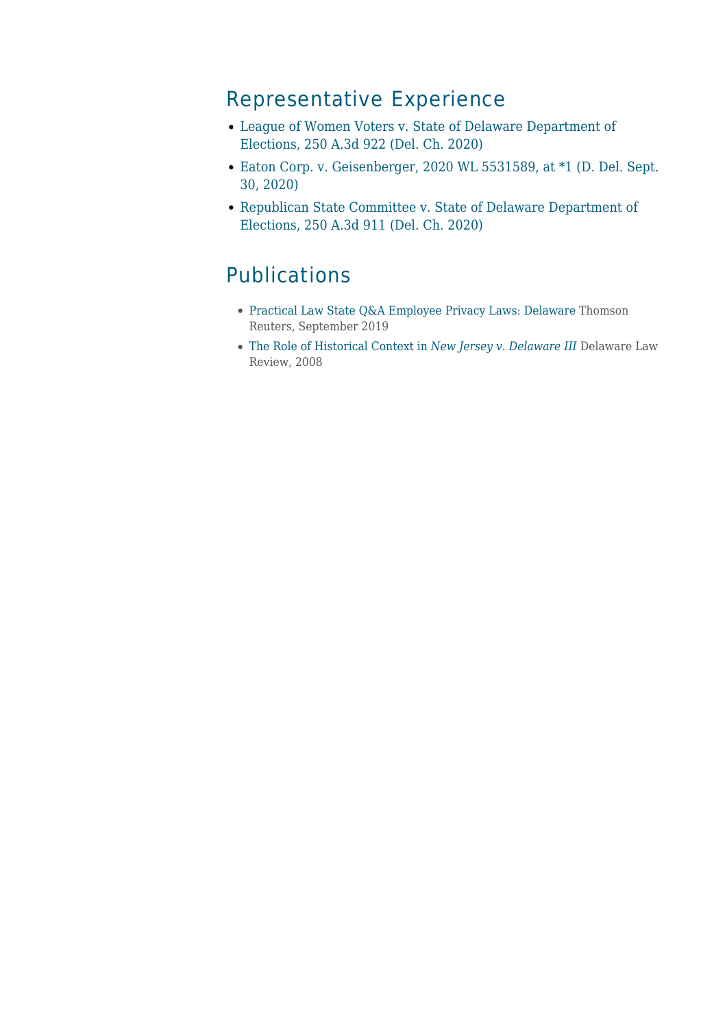## Representative Experience

- League of Women Voters v. State of Delaware Department of Elections, 250 A.3d 922 (Del. Ch. 2020)
- Eaton Corp. v. Geisenberger, 2020 WL 5531589, at *1 (D. Del. Sept. 30, 2020)
- Republican State Committee v. State of Delaware Department of Elections, 250 A.3d 911 (Del. Ch. 2020)

## Publications

- Practical Law State Q&A Employee Privacy Laws: Delaware Thomson Reuters, September 2019
- The Role of Historical Context in *New Jersey v. Delaware III* Delaware Law Review, 2008